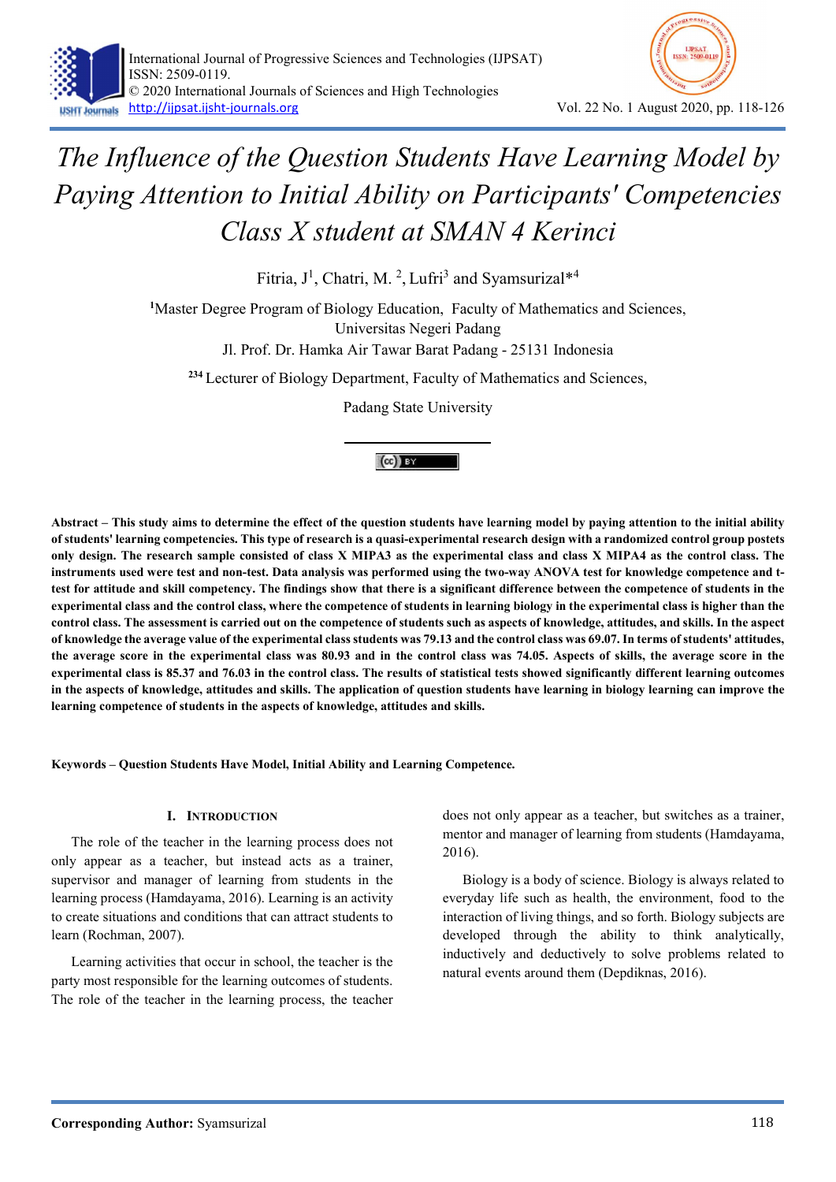# The Influence of the Question Students Have Learning Model by Paying Attention to Initial Ability on Participants' Competencies Class X student at SMAN 4 Kerinci

Fitria, J[1], Chatri, M. [2], Lufri[3] and Syamsurizal*[4]

[1]Master Degree Program of Biology Education, Faculty of Mathematics and Sciences, Universitas Negeri Padang
Jl. Prof. Dr. Hamka Air Tawar Barat Padang - 25131 Indonesia

[234] Lecturer of Biology Department, Faculty of Mathematics and Sciences,
Padang State University

**Abstract – This study aims to determine the effect of the question students have learning model by paying attention to the initial ability of students' learning competencies. This type of research is a quasi-experimental research design with a randomized control group postets only design. The research sample consisted of class X MIPA3 as the experimental class and class X MIPA4 as the control class. The instruments used were test and non-test. Data analysis was performed using the two-way ANOVA test for knowledge competence and t-test for attitude and skill competency. The findings show that there is a significant difference between the competence of students in the experimental class and the control class, where the competence of students in learning biology in the experimental class is higher than the control class. The assessment is carried out on the competence of students such as aspects of knowledge, attitudes, and skills. In the aspect of knowledge the average value of the experimental class students was 79.13 and the control class was 69.07. In terms of students' attitudes, the average score in the experimental class was 80.93 and in the control class was 74.05. Aspects of skills, the average score in the experimental class is 85.37 and 76.03 in the control class. The results of statistical tests showed significantly different learning outcomes in the aspects of knowledge, attitudes and skills. The application of question students have learning in biology learning can improve the learning competence of students in the aspects of knowledge, attitudes and skills.**

**Keywords – Question Students Have Model, Initial Ability and Learning Competence.**

## I. Introduction

The role of the teacher in the learning process does not only appear as a teacher, but instead acts as a trainer, supervisor and manager of learning from students in the learning process (Hamdayama, 2016). Learning is an activity to create situations and conditions that can attract students to learn (Rochman, 2007).

Learning activities that occur in school, the teacher is the party most responsible for the learning outcomes of students. The role of the teacher in the learning process, the teacher does not only appear as a teacher, but switches as a trainer, mentor and manager of learning from students (Hamdayama, 2016).

Biology is a body of science. Biology is always related to everyday life such as health, the environment, food to the interaction of living things, and so forth. Biology subjects are developed through the ability to think analytically, inductively and deductively to solve problems related to natural events around them (Depdiknas, 2016).

**Corresponding Author:** Syamsurizal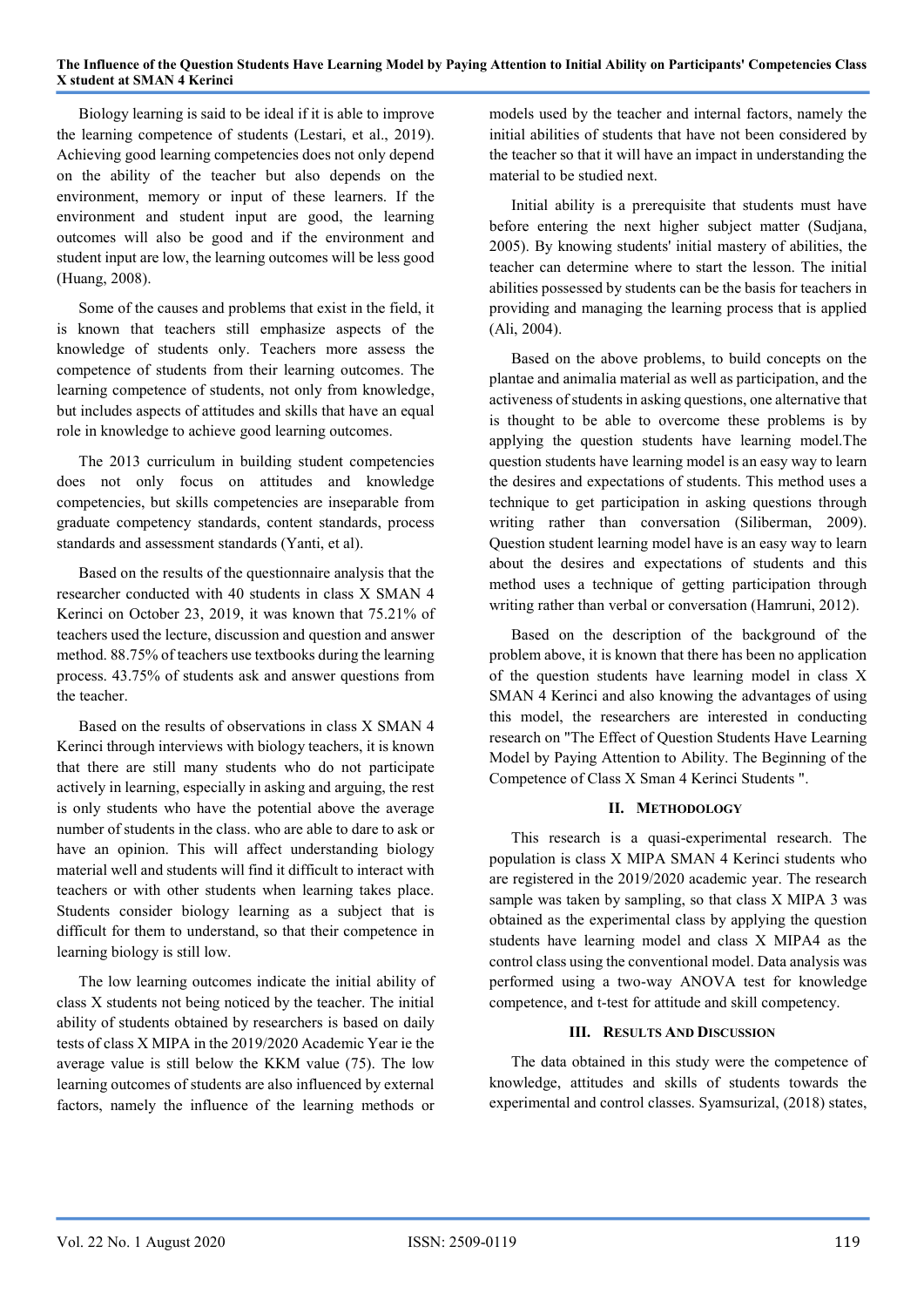Biology learning is said to be ideal if it is able to improve the learning competence of students (Lestari, et al., 2019). Achieving good learning competencies does not only depend on the ability of the teacher but also depends on the environment, memory or input of these learners. If the environment and student input are good, the learning outcomes will also be good and if the environment and student input are low, the learning outcomes will be less good (Huang, 2008).

Some of the causes and problems that exist in the field, it is known that teachers still emphasize aspects of the knowledge of students only. Teachers more assess the competence of students from their learning outcomes. The learning competence of students, not only from knowledge, but includes aspects of attitudes and skills that have an equal role in knowledge to achieve good learning outcomes.

The 2013 curriculum in building student competencies does not only focus on attitudes and knowledge competencies, but skills competencies are inseparable from graduate competency standards, content standards, process standards and assessment standards (Yanti, et al).

Based on the results of the questionnaire analysis that the researcher conducted with 40 students in class X SMAN 4 Kerinci on October 23, 2019, it was known that 75.21% of teachers used the lecture, discussion and question and answer method. 88.75% of teachers use textbooks during the learning process. 43.75% of students ask and answer questions from the teacher.

Based on the results of observations in class X SMAN 4 Kerinci through interviews with biology teachers, it is known that there are still many students who do not participate actively in learning, especially in asking and arguing, the rest is only students who have the potential above the average number of students in the class. who are able to dare to ask or have an opinion. This will affect understanding biology material well and students will find it difficult to interact with teachers or with other students when learning takes place. Students consider biology learning as a subject that is difficult for them to understand, so that their competence in learning biology is still low.

The low learning outcomes indicate the initial ability of class X students not being noticed by the teacher. The initial ability of students obtained by researchers is based on daily tests of class X MIPA in the 2019/2020 Academic Year ie the average value is still below the KKM value (75). The low learning outcomes of students are also influenced by external factors, namely the influence of the learning methods or models used by the teacher and internal factors, namely the initial abilities of students that have not been considered by the teacher so that it will have an impact in understanding the material to be studied next.

Initial ability is a prerequisite that students must have before entering the next higher subject matter (Sudjana, 2005). By knowing students' initial mastery of abilities, the teacher can determine where to start the lesson. The initial abilities possessed by students can be the basis for teachers in providing and managing the learning process that is applied (Ali, 2004).

Based on the above problems, to build concepts on the plantae and animalia material as well as participation, and the activeness of students in asking questions, one alternative that is thought to be able to overcome these problems is by applying the question students have learning model.The question students have learning model is an easy way to learn the desires and expectations of students. This method uses a technique to get participation in asking questions through writing rather than conversation (Siliberman, 2009). Question student learning model have is an easy way to learn about the desires and expectations of students and this method uses a technique of getting participation through writing rather than verbal or conversation (Hamruni, 2012).

Based on the description of the background of the problem above, it is known that there has been no application of the question students have learning model in class X SMAN 4 Kerinci and also knowing the advantages of using this model, the researchers are interested in conducting research on "The Effect of Question Students Have Learning Model by Paying Attention to Ability. The Beginning of the Competence of Class X Sman 4 Kerinci Students ".

## II. Methodology

This research is a quasi-experimental research. The population is class X MIPA SMAN 4 Kerinci students who are registered in the 2019/2020 academic year. The research sample was taken by sampling, so that class X MIPA 3 was obtained as the experimental class by applying the question students have learning model and class X MIPA4 as the control class using the conventional model. Data analysis was performed using a two-way ANOVA test for knowledge competence, and t-test for attitude and skill competency.

## III. Results And Discussion

The data obtained in this study were the competence of knowledge, attitudes and skills of students towards the experimental and control classes. Syamsurizal, (2018) states,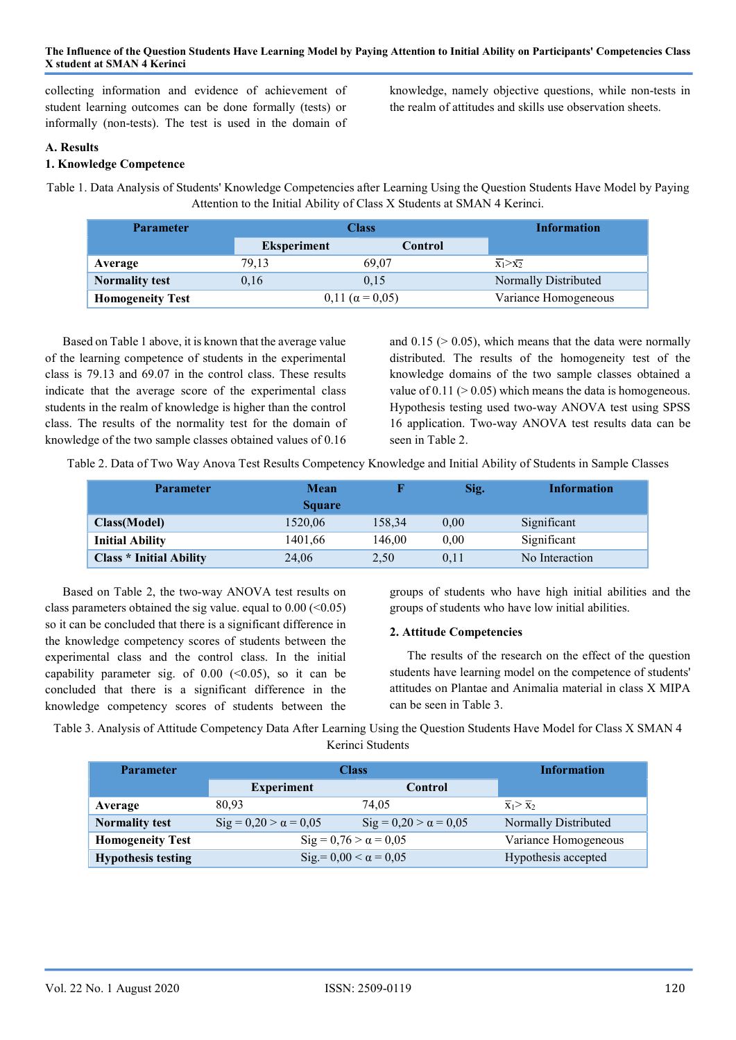collecting information and evidence of achievement of student learning outcomes can be done formally (tests) or informally (non-tests). The test is used in the domain of knowledge, namely objective questions, while non-tests in the realm of attitudes and skills use observation sheets.

### A. Results

#### 1. Knowledge Competence

Table 1. Data Analysis of Students' Knowledge Competencies after Learning Using the Question Students Have Model by Paying Attention to the Initial Ability of Class X Students at SMAN 4 Kerinci.

| Parameter | Class | | Information |
|---|---|---|---|
| | Eksperiment | Control | |
| **Average** | 79,13 | 69,07 | $\bar{x}_1 > \bar{x}_2$ |
| **Normality test** | 0,16 | 0,15 | Normally Distributed |
| **Homogeneity Test** | 0,11 (α = 0,05) | | Variance Homogeneous |

Based on Table 1 above, it is known that the average value of the learning competence of students in the experimental class is 79.13 and 69.07 in the control class. These results indicate that the average score of the experimental class students in the realm of knowledge is higher than the control class. The results of the normality test for the domain of knowledge of the two sample classes obtained values of 0.16 and 0.15 (> 0.05), which means that the data were normally distributed. The results of the homogeneity test of the knowledge domains of the two sample classes obtained a value of 0.11 (> 0.05) which means the data is homogeneous. Hypothesis testing used two-way ANOVA test using SPSS 16 application. Two-way ANOVA test results data can be seen in Table 2.

Table 2. Data of Two Way Anova Test Results Competency Knowledge and Initial Ability of Students in Sample Classes

| Parameter | Mean Square | F | Sig. | Information |
|---|---|---|---|---|
| **Class(Model)** | 1520,06 | 158,34 | 0,00 | Significant |
| **Initial Ability** | 1401,66 | 146,00 | 0,00 | Significant |
| **Class * Initial Ability** | 24,06 | 2,50 | 0,11 | No Interaction |

Based on Table 2, the two-way ANOVA test results on class parameters obtained the sig value. equal to 0.00 (<0.05) so it can be concluded that there is a significant difference in the knowledge competency scores of students between the experimental class and the control class. In the initial capability parameter sig. of 0.00 (<0.05), so it can be concluded that there is a significant difference in the knowledge competency scores of students between the groups of students who have high initial abilities and the groups of students who have low initial abilities.

#### 2. Attitude Competencies

The results of the research on the effect of the question students have learning model on the competence of students' attitudes on Plantae and Animalia material in class X MIPA can be seen in Table 3.

Table 3. Analysis of Attitude Competency Data After Learning Using the Question Students Have Model for Class X SMAN 4 Kerinci Students

| Parameter | Class | | Information |
|---|---|---|---|
| | Experiment | Control | |
| **Average** | 80,93 | 74,05 | $\bar{x}_1 > \bar{x}_2$ |
| **Normality test** | Sig = 0,20 > α = 0,05 | Sig = 0,20 > α = 0,05 | Normally Distributed |
| **Homogeneity Test** | Sig = 0,76 > α = 0,05 | | Variance Homogeneous |
| **Hypothesis testing** | Sig.= 0,00 < α = 0,05 | | Hypothesis accepted |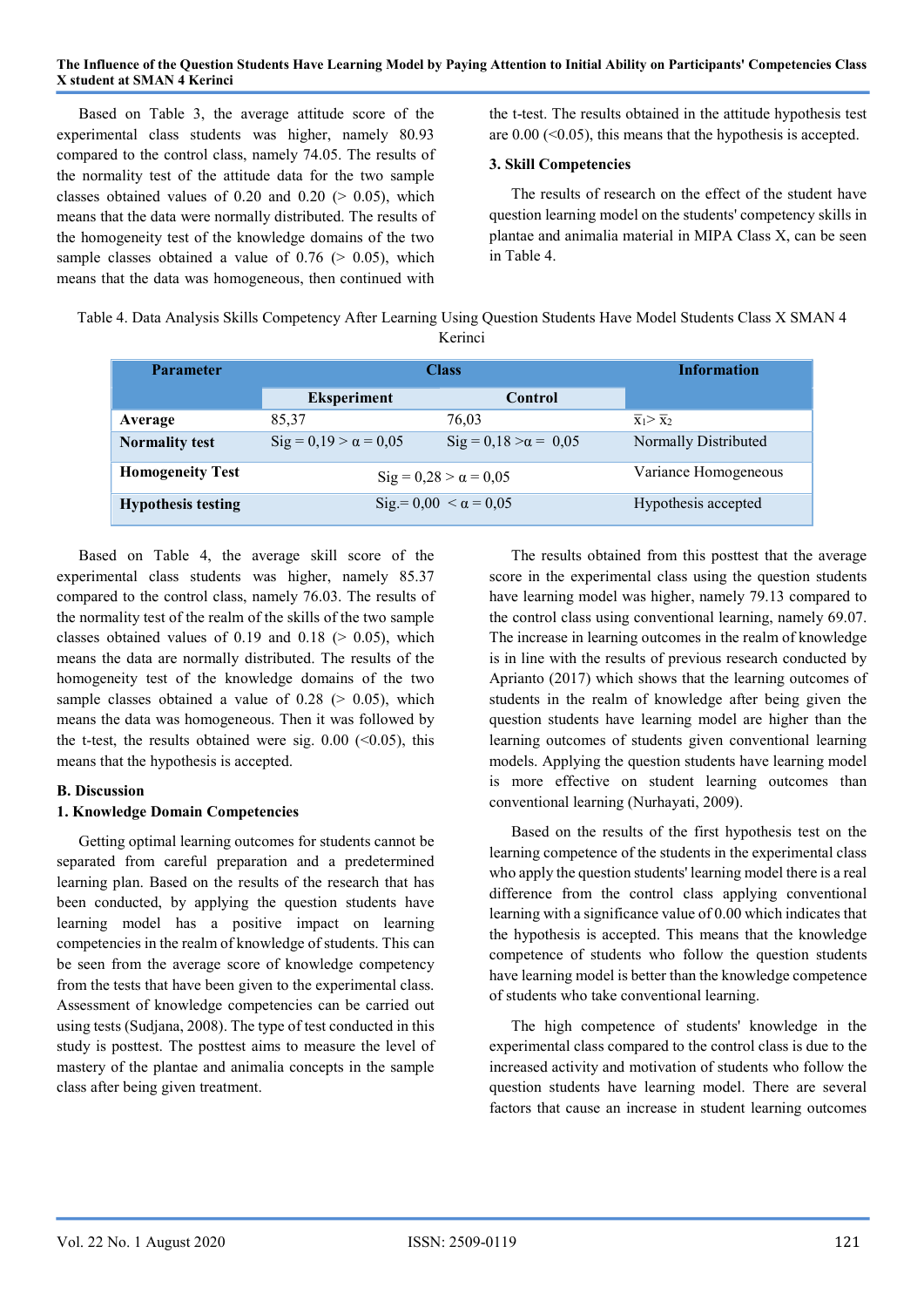Based on Table 3, the average attitude score of the experimental class students was higher, namely 80.93 compared to the control class, namely 74.05. The results of the normality test of the attitude data for the two sample classes obtained values of 0.20 and 0.20 (> 0.05), which means that the data were normally distributed. The results of the homogeneity test of the knowledge domains of the two sample classes obtained a value of 0.76 (> 0.05), which means that the data was homogeneous, then continued with the t-test. The results obtained in the attitude hypothesis test are 0.00 (<0.05), this means that the hypothesis is accepted.

### 3. Skill Competencies

The results of research on the effect of the student have question learning model on the students' competency skills in plantae and animalia material in MIPA Class X, can be seen in Table 4.

Table 4. Data Analysis Skills Competency After Learning Using Question Students Have Model Students Class X SMAN 4 Kerinci

| Parameter | Class | | Information |
|---|---|---|---|
| | Eksperiment | Control | |
| Average | 85,37 | 76,03 | $\bar{x}_1 > \bar{x}_2$ |
| Normality test | Sig = 0,19 > α = 0,05 | Sig = 0,18 >α = 0,05 | Normally Distributed |
| Homogeneity Test | Sig = 0,28 > α = 0,05 | | Variance Homogeneous |
| Hypothesis testing | Sig.= 0,00 < α = 0,05 | | Hypothesis accepted |

Based on Table 4, the average skill score of the experimental class students was higher, namely 85.37 compared to the control class, namely 76.03. The results of the normality test of the realm of the skills of the two sample classes obtained values of 0.19 and 0.18 (> 0.05), which means the data are normally distributed. The results of the homogeneity test of the knowledge domains of the two sample classes obtained a value of 0.28 (> 0.05), which means the data was homogeneous. Then it was followed by the t-test, the results obtained were sig. 0.00 (<0.05), this means that the hypothesis is accepted.

## B. Discussion

### 1. Knowledge Domain Competencies

Getting optimal learning outcomes for students cannot be separated from careful preparation and a predetermined learning plan. Based on the results of the research that has been conducted, by applying the question students have learning model has a positive impact on learning competencies in the realm of knowledge of students. This can be seen from the average score of knowledge competency from the tests that have been given to the experimental class. Assessment of knowledge competencies can be carried out using tests (Sudjana, 2008). The type of test conducted in this study is posttest. The posttest aims to measure the level of mastery of the plantae and animalia concepts in the sample class after being given treatment.

The results obtained from this posttest that the average score in the experimental class using the question students have learning model was higher, namely 79.13 compared to the control class using conventional learning, namely 69.07. The increase in learning outcomes in the realm of knowledge is in line with the results of previous research conducted by Aprianto (2017) which shows that the learning outcomes of students in the realm of knowledge after being given the question students have learning model are higher than the learning outcomes of students given conventional learning models. Applying the question students have learning model is more effective on student learning outcomes than conventional learning (Nurhayati, 2009).

Based on the results of the first hypothesis test on the learning competence of the students in the experimental class who apply the question students' learning model there is a real difference from the control class applying conventional learning with a significance value of 0.00 which indicates that the hypothesis is accepted. This means that the knowledge competence of students who follow the question students have learning model is better than the knowledge competence of students who take conventional learning.

The high competence of students' knowledge in the experimental class compared to the control class is due to the increased activity and motivation of students who follow the question students have learning model. There are several factors that cause an increase in student learning outcomes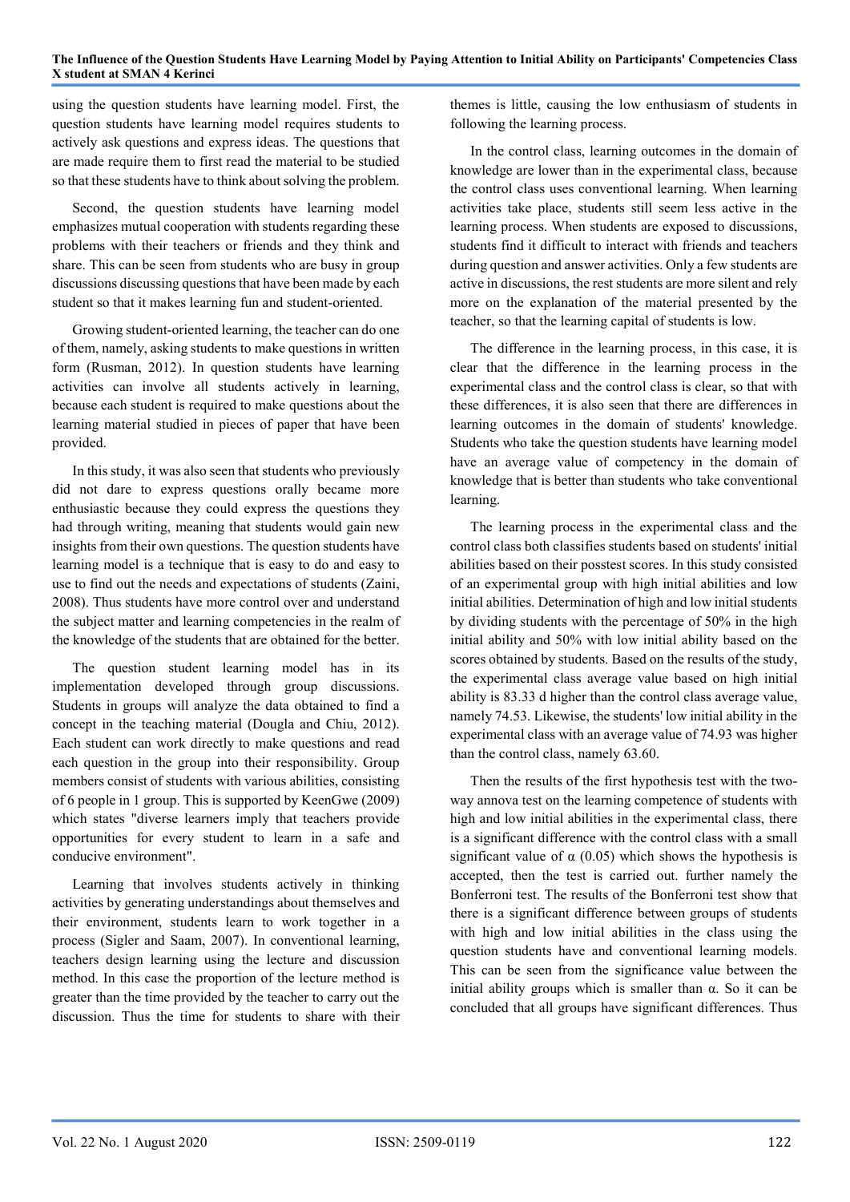using the question students have learning model. First, the question students have learning model requires students to actively ask questions and express ideas. The questions that are made require them to first read the material to be studied so that these students have to think about solving the problem.

Second, the question students have learning model emphasizes mutual cooperation with students regarding these problems with their teachers or friends and they think and share. This can be seen from students who are busy in group discussions discussing questions that have been made by each student so that it makes learning fun and student-oriented.

Growing student-oriented learning, the teacher can do one of them, namely, asking students to make questions in written form (Rusman, 2012). In question students have learning activities can involve all students actively in learning, because each student is required to make questions about the learning material studied in pieces of paper that have been provided.

In this study, it was also seen that students who previously did not dare to express questions orally became more enthusiastic because they could express the questions they had through writing, meaning that students would gain new insights from their own questions. The question students have learning model is a technique that is easy to do and easy to use to find out the needs and expectations of students (Zaini, 2008). Thus students have more control over and understand the subject matter and learning competencies in the realm of the knowledge of the students that are obtained for the better.

The question student learning model has in its implementation developed through group discussions. Students in groups will analyze the data obtained to find a concept in the teaching material (Dougla and Chiu, 2012). Each student can work directly to make questions and read each question in the group into their responsibility. Group members consist of students with various abilities, consisting of 6 people in 1 group. This is supported by KeenGwe (2009) which states "diverse learners imply that teachers provide opportunities for every student to learn in a safe and conducive environment".

Learning that involves students actively in thinking activities by generating understandings about themselves and their environment, students learn to work together in a process (Sigler and Saam, 2007). In conventional learning, teachers design learning using the lecture and discussion method. In this case the proportion of the lecture method is greater than the time provided by the teacher to carry out the discussion. Thus the time for students to share with their themes is little, causing the low enthusiasm of students in following the learning process.

In the control class, learning outcomes in the domain of knowledge are lower than in the experimental class, because the control class uses conventional learning. When learning activities take place, students still seem less active in the learning process. When students are exposed to discussions, students find it difficult to interact with friends and teachers during question and answer activities. Only a few students are active in discussions, the rest students are more silent and rely more on the explanation of the material presented by the teacher, so that the learning capital of students is low.

The difference in the learning process, in this case, it is clear that the difference in the learning process in the experimental class and the control class is clear, so that with these differences, it is also seen that there are differences in learning outcomes in the domain of students' knowledge. Students who take the question students have learning model have an average value of competency in the domain of knowledge that is better than students who take conventional learning.

The learning process in the experimental class and the control class both classifies students based on students' initial abilities based on their posstest scores. In this study consisted of an experimental group with high initial abilities and low initial abilities. Determination of high and low initial students by dividing students with the percentage of 50% in the high initial ability and 50% with low initial ability based on the scores obtained by students. Based on the results of the study, the experimental class average value based on high initial ability is 83.33 d higher than the control class average value, namely 74.53. Likewise, the students' low initial ability in the experimental class with an average value of 74.93 was higher than the control class, namely 63.60.

Then the results of the first hypothesis test with the two-way annova test on the learning competence of students with high and low initial abilities in the experimental class, there is a significant difference with the control class with a small significant value of α (0.05) which shows the hypothesis is accepted, then the test is carried out. further namely the Bonferroni test. The results of the Bonferroni test show that there is a significant difference between groups of students with high and low initial abilities in the class using the question students have and conventional learning models. This can be seen from the significance value between the initial ability groups which is smaller than α. So it can be concluded that all groups have significant differences. Thus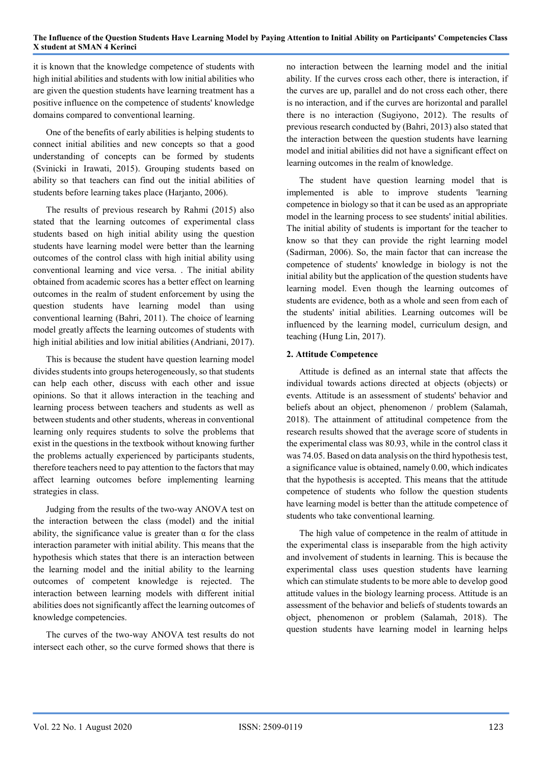it is known that the knowledge competence of students with high initial abilities and students with low initial abilities who are given the question students have learning treatment has a positive influence on the competence of students' knowledge domains compared to conventional learning.

One of the benefits of early abilities is helping students to connect initial abilities and new concepts so that a good understanding of concepts can be formed by students (Svinicki in Irawati, 2015). Grouping students based on ability so that teachers can find out the initial abilities of students before learning takes place (Harjanto, 2006).

The results of previous research by Rahmi (2015) also stated that the learning outcomes of experimental class students based on high initial ability using the question students have learning model were better than the learning outcomes of the control class with high initial ability using conventional learning and vice versa. . The initial ability obtained from academic scores has a better effect on learning outcomes in the realm of student enforcement by using the question students have learning model than using conventional learning (Bahri, 2011). The choice of learning model greatly affects the learning outcomes of students with high initial abilities and low initial abilities (Andriani, 2017).

This is because the student have question learning model divides students into groups heterogeneously, so that students can help each other, discuss with each other and issue opinions. So that it allows interaction in the teaching and learning process between teachers and students as well as between students and other students, whereas in conventional learning only requires students to solve the problems that exist in the questions in the textbook without knowing further the problems actually experienced by participants students, therefore teachers need to pay attention to the factors that may affect learning outcomes before implementing learning strategies in class.

Judging from the results of the two-way ANOVA test on the interaction between the class (model) and the initial ability, the significance value is greater than α for the class interaction parameter with initial ability. This means that the hypothesis which states that there is an interaction between the learning model and the initial ability to the learning outcomes of competent knowledge is rejected. The interaction between learning models with different initial abilities does not significantly affect the learning outcomes of knowledge competencies.

The curves of the two-way ANOVA test results do not intersect each other, so the curve formed shows that there is no interaction between the learning model and the initial ability. If the curves cross each other, there is interaction, if the curves are up, parallel and do not cross each other, there is no interaction, and if the curves are horizontal and parallel there is no interaction (Sugiyono, 2012). The results of previous research conducted by (Bahri, 2013) also stated that the interaction between the question students have learning model and initial abilities did not have a significant effect on learning outcomes in the realm of knowledge.

The student have question learning model that is implemented is able to improve students 'learning competence in biology so that it can be used as an appropriate model in the learning process to see students' initial abilities. The initial ability of students is important for the teacher to know so that they can provide the right learning model (Sadirman, 2006). So, the main factor that can increase the competence of students' knowledge in biology is not the initial ability but the application of the question students have learning model. Even though the learning outcomes of students are evidence, both as a whole and seen from each of the students' initial abilities. Learning outcomes will be influenced by the learning model, curriculum design, and teaching (Hung Lin, 2017).

### 2. Attitude Competence

Attitude is defined as an internal state that affects the individual towards actions directed at objects (objects) or events. Attitude is an assessment of students' behavior and beliefs about an object, phenomenon / problem (Salamah, 2018). The attainment of attitudinal competence from the research results showed that the average score of students in the experimental class was 80.93, while in the control class it was 74.05. Based on data analysis on the third hypothesis test, a significance value is obtained, namely 0.00, which indicates that the hypothesis is accepted. This means that the attitude competence of students who follow the question students have learning model is better than the attitude competence of students who take conventional learning.

The high value of competence in the realm of attitude in the experimental class is inseparable from the high activity and involvement of students in learning. This is because the experimental class uses question students have learning which can stimulate students to be more able to develop good attitude values in the biology learning process. Attitude is an assessment of the behavior and beliefs of students towards an object, phenomenon or problem (Salamah, 2018). The question students have learning model in learning helps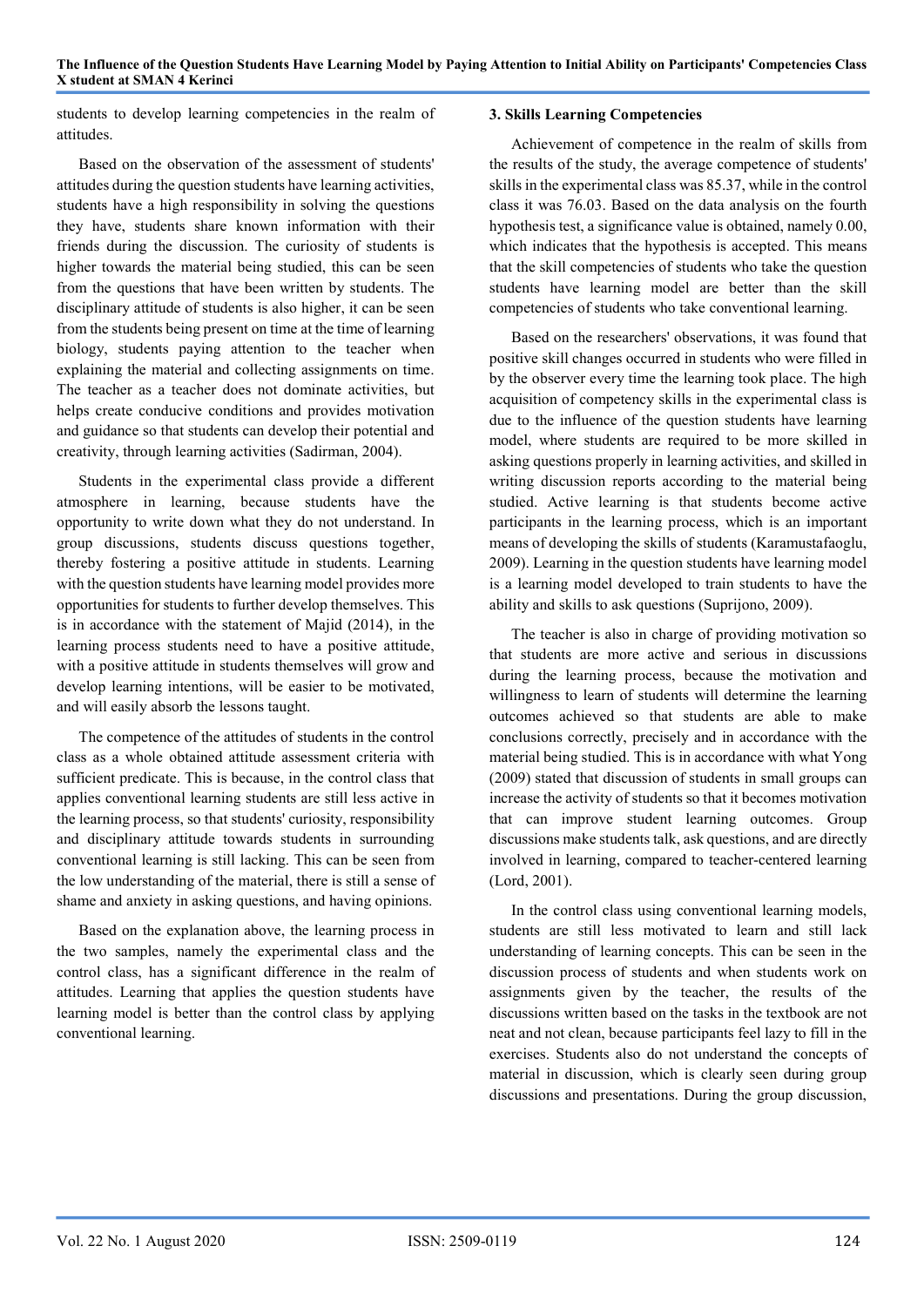students to develop learning competencies in the realm of attitudes.

Based on the observation of the assessment of students' attitudes during the question students have learning activities, students have a high responsibility in solving the questions they have, students share known information with their friends during the discussion. The curiosity of students is higher towards the material being studied, this can be seen from the questions that have been written by students. The disciplinary attitude of students is also higher, it can be seen from the students being present on time at the time of learning biology, students paying attention to the teacher when explaining the material and collecting assignments on time. The teacher as a teacher does not dominate activities, but helps create conducive conditions and provides motivation and guidance so that students can develop their potential and creativity, through learning activities (Sadirman, 2004).

Students in the experimental class provide a different atmosphere in learning, because students have the opportunity to write down what they do not understand. In group discussions, students discuss questions together, thereby fostering a positive attitude in students. Learning with the question students have learning model provides more opportunities for students to further develop themselves. This is in accordance with the statement of Majid (2014), in the learning process students need to have a positive attitude, with a positive attitude in students themselves will grow and develop learning intentions, will be easier to be motivated, and will easily absorb the lessons taught.

The competence of the attitudes of students in the control class as a whole obtained attitude assessment criteria with sufficient predicate. This is because, in the control class that applies conventional learning students are still less active in the learning process, so that students' curiosity, responsibility and disciplinary attitude towards students in surrounding conventional learning is still lacking. This can be seen from the low understanding of the material, there is still a sense of shame and anxiety in asking questions, and having opinions.

Based on the explanation above, the learning process in the two samples, namely the experimental class and the control class, has a significant difference in the realm of attitudes. Learning that applies the question students have learning model is better than the control class by applying conventional learning.

### 3. Skills Learning Competencies

Achievement of competence in the realm of skills from the results of the study, the average competence of students' skills in the experimental class was 85.37, while in the control class it was 76.03. Based on the data analysis on the fourth hypothesis test, a significance value is obtained, namely 0.00, which indicates that the hypothesis is accepted. This means that the skill competencies of students who take the question students have learning model are better than the skill competencies of students who take conventional learning.

Based on the researchers' observations, it was found that positive skill changes occurred in students who were filled in by the observer every time the learning took place. The high acquisition of competency skills in the experimental class is due to the influence of the question students have learning model, where students are required to be more skilled in asking questions properly in learning activities, and skilled in writing discussion reports according to the material being studied. Active learning is that students become active participants in the learning process, which is an important means of developing the skills of students (Karamustafaoglu, 2009). Learning in the question students have learning model is a learning model developed to train students to have the ability and skills to ask questions (Suprijono, 2009).

The teacher is also in charge of providing motivation so that students are more active and serious in discussions during the learning process, because the motivation and willingness to learn of students will determine the learning outcomes achieved so that students are able to make conclusions correctly, precisely and in accordance with the material being studied. This is in accordance with what Yong (2009) stated that discussion of students in small groups can increase the activity of students so that it becomes motivation that can improve student learning outcomes. Group discussions make students talk, ask questions, and are directly involved in learning, compared to teacher-centered learning (Lord, 2001).

In the control class using conventional learning models, students are still less motivated to learn and still lack understanding of learning concepts. This can be seen in the discussion process of students and when students work on assignments given by the teacher, the results of the discussions written based on the tasks in the textbook are not neat and not clean, because participants feel lazy to fill in the exercises. Students also do not understand the concepts of material in discussion, which is clearly seen during group discussions and presentations. During the group discussion,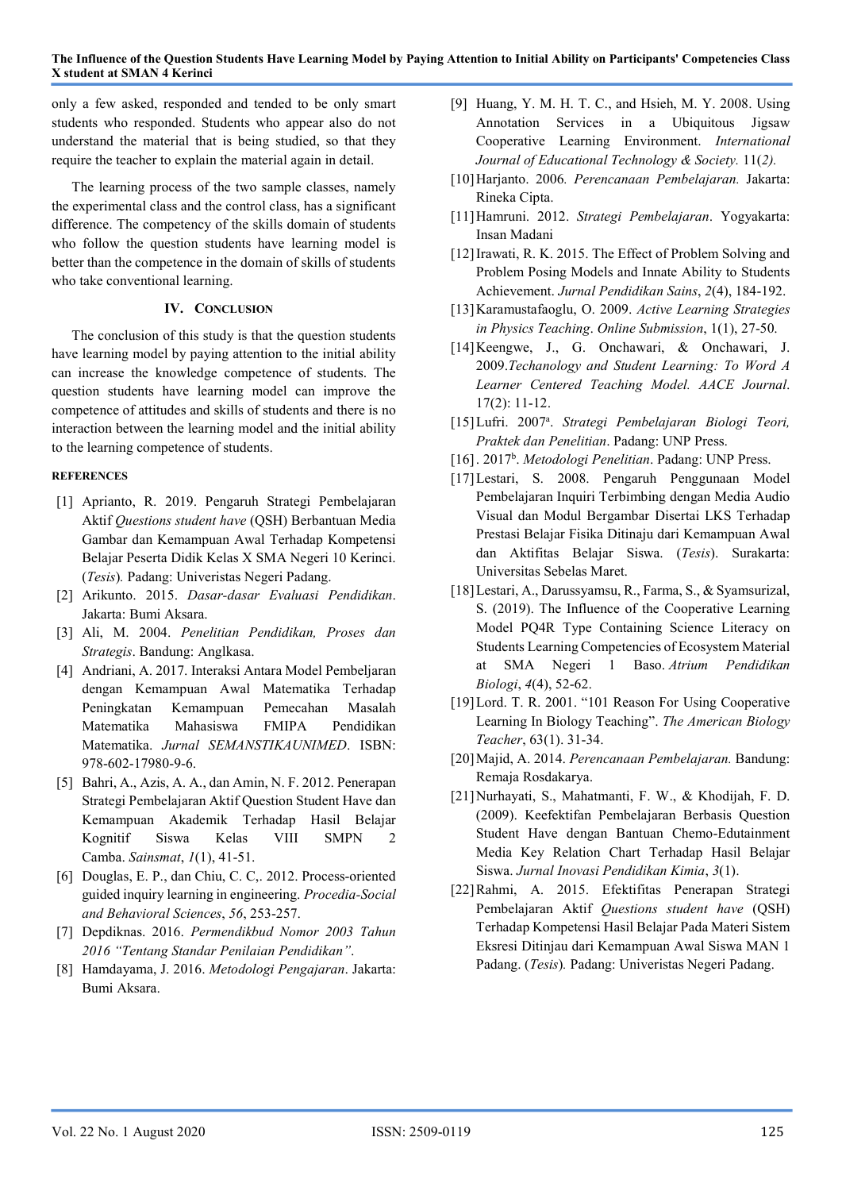only a few asked, responded and tended to be only smart students who responded. Students who appear also do not understand the material that is being studied, so that they require the teacher to explain the material again in detail.

The learning process of the two sample classes, namely the experimental class and the control class, has a significant difference. The competency of the skills domain of students who follow the question students have learning model is better than the competence in the domain of skills of students who take conventional learning.

## IV. Conclusion

The conclusion of this study is that the question students have learning model by paying attention to the initial ability can increase the knowledge competence of students. The question students have learning model can improve the competence of attitudes and skills of students and there is no interaction between the learning model and the initial ability to the learning competence of students.

### References

[1] Aprianto, R. 2019. Pengaruh Strategi Pembelajaran Aktif *Questions student have* (QSH) Berbantuan Media Gambar dan Kemampuan Awal Terhadap Kompetensi Belajar Peserta Didik Kelas X SMA Negeri 10 Kerinci. (*Tesis*). Padang: Univeristas Negeri Padang.

[2] Arikunto. 2015. *Dasar-dasar Evaluasi Pendidikan*. Jakarta: Bumi Aksara.

[3] Ali, M. 2004. *Penelitian Pendidikan, Proses dan Strategis*. Bandung: Anglkasa.

[4] Andriani, A. 2017. Interaksi Antara Model Pembeljaran dengan Kemampuan Awal Matematika Terhadap Peningkatan Kemampuan Pemecahan Masalah Matematika Mahasiswa FMIPA Pendidikan Matematika. *Jurnal SEMANSTIKAUNIMED*. ISBN: 978-602-17980-9-6.

[5] Bahri, A., Azis, A. A., dan Amin, N. F. 2012. Penerapan Strategi Pembelajaran Aktif Question Student Have dan Kemampuan Akademik Terhadap Hasil Belajar Kognitif Siswa Kelas VIII SMPN 2 Camba. *Sainsmat*, *1*(1), 41-51.

[6] Douglas, E. P., dan Chiu, C. C,. 2012. Process-oriented guided inquiry learning in engineering. *Procedia-Social and Behavioral Sciences*, *56*, 253-257.

[7] Depdiknas. 2016. *Permendikbud Nomor 2003 Tahun 2016 "Tentang Standar Penilaian Pendidikan"*.

[8] Hamdayama, J. 2016. *Metodologi Pengajaran*. Jakarta: Bumi Aksara.

[9] Huang, Y. M. H. T. C., and Hsieh, M. Y. 2008. Using Annotation Services in a Ubiquitous Jigsaw Cooperative Learning Environment. *International Journal of Educational Technology & Society.* 11(*2).*

[10] Harjanto. 2006*. Perencanaan Pembelajaran.* Jakarta: Rineka Cipta.

[11] Hamruni. 2012. *Strategi Pembelajaran*. Yogyakarta: Insan Madani

[12] Irawati, R. K. 2015. The Effect of Problem Solving and Problem Posing Models and Innate Ability to Students Achievement. *Jurnal Pendidikan Sains*, *2*(4), 184-192.

[13] Karamustafaoglu, O. 2009. *Active Learning Strategies in Physics Teaching*. *Online Submission*, 1(1), 27-50.

[14] Keengwe, J., G. Onchawari, & Onchawari, J. 2009.*Techanology and Student Learning: To Word A Learner Centered Teaching Model. AACE Journal*. 17(2): 11-12.

[15] Lufri. 2007[a]. *Strategi Pembelajaran Biologi Teori, Praktek dan Penelitian*. Padang: UNP Press.

[16] . 2017[b]. *Metodologi Penelitian*. Padang: UNP Press.

[17] Lestari, S. 2008. Pengaruh Penggunaan Model Pembelajaran Inquiri Terbimbing dengan Media Audio Visual dan Modul Bergambar Disertai LKS Terhadap Prestasi Belajar Fisika Ditinaju dari Kemampuan Awal dan Aktifitas Belajar Siswa. (*Tesis*). Surakarta: Universitas Sebelas Maret.

[18] Lestari, A., Darussyamsu, R., Farma, S., & Syamsurizal, S. (2019). The Influence of the Cooperative Learning Model PQ4R Type Containing Science Literacy on Students Learning Competencies of Ecosystem Material at SMA Negeri 1 Baso. *Atrium Pendidikan Biologi*, *4*(4), 52-62.

[19] Lord. T. R. 2001. "101 Reason For Using Cooperative Learning In Biology Teaching". *The American Biology Teacher*, 63(1). 31-34.

[20] Majid, A. 2014. *Perencanaan Pembelajaran.* Bandung: Remaja Rosdakarya.

[21] Nurhayati, S., Mahatmanti, F. W., & Khodijah, F. D. (2009). Keefektifan Pembelajaran Berbasis Question Student Have dengan Bantuan Chemo-Edutainment Media Key Relation Chart Terhadap Hasil Belajar Siswa. *Jurnal Inovasi Pendidikan Kimia*, *3*(1).

[22] Rahmi, A. 2015. Efektifitas Penerapan Strategi Pembelajaran Aktif *Questions student have* (QSH) Terhadap Kompetensi Hasil Belajar Pada Materi Sistem Eksresi Ditinjau dari Kemampuan Awal Siswa MAN 1 Padang. (*Tesis*)*.* Padang: Univeristas Negeri Padang.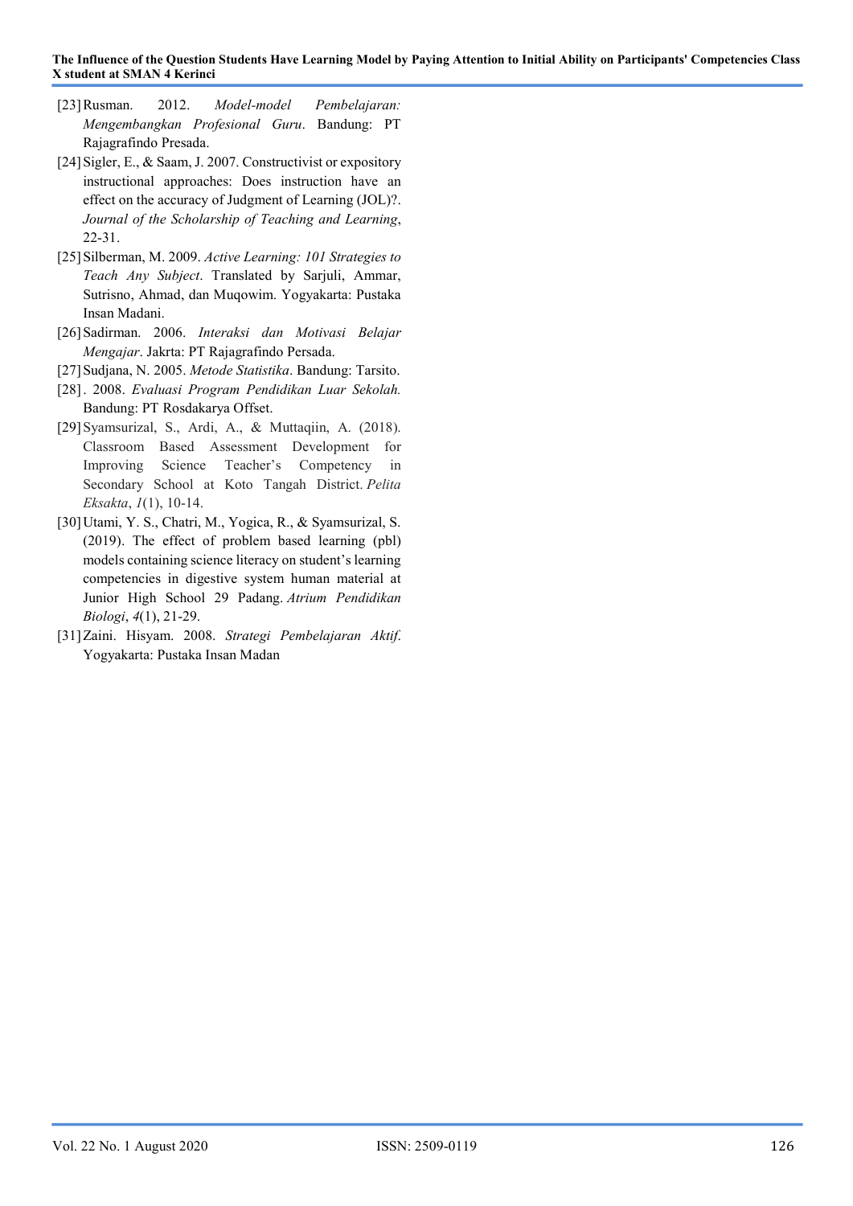[23] Rusman. 2012. *Model-model Pembelajaran: Mengembangkan Profesional Guru*. Bandung: PT Rajagrafindo Presada.

[24] Sigler, E., & Saam, J. 2007. Constructivist or expository instructional approaches: Does instruction have an effect on the accuracy of Judgment of Learning (JOL)?. *Journal of the Scholarship of Teaching and Learning*, 22-31.

[25] Silberman, M. 2009. *Active Learning: 101 Strategies to Teach Any Subject*. Translated by Sarjuli, Ammar, Sutrisno, Ahmad, dan Muqowim. Yogyakarta: Pustaka Insan Madani.

[26] Sadirman. 2006. *Interaksi dan Motivasi Belajar Mengajar*. Jakrta: PT Rajagrafindo Persada.

[27] Sudjana, N. 2005. *Metode Statistika*. Bandung: Tarsito.

[28] . 2008. *Evaluasi Program Pendidikan Luar Sekolah.* Bandung: PT Rosdakarya Offset.

[29] Syamsurizal, S., Ardi, A., & Muttaqiin, A. (2018). Classroom Based Assessment Development for Improving Science Teacher's Competency in Secondary School at Koto Tangah District. *Pelita Eksakta*, *1*(1), 10-14.

[30] Utami, Y. S., Chatri, M., Yogica, R., & Syamsurizal, S. (2019). The effect of problem based learning (pbl) models containing science literacy on student's learning competencies in digestive system human material at Junior High School 29 Padang. *Atrium Pendidikan Biologi*, *4*(1), 21-29.

[31] Zaini. Hisyam. 2008. *Strategi Pembelajaran Aktif*. Yogyakarta: Pustaka Insan Madan